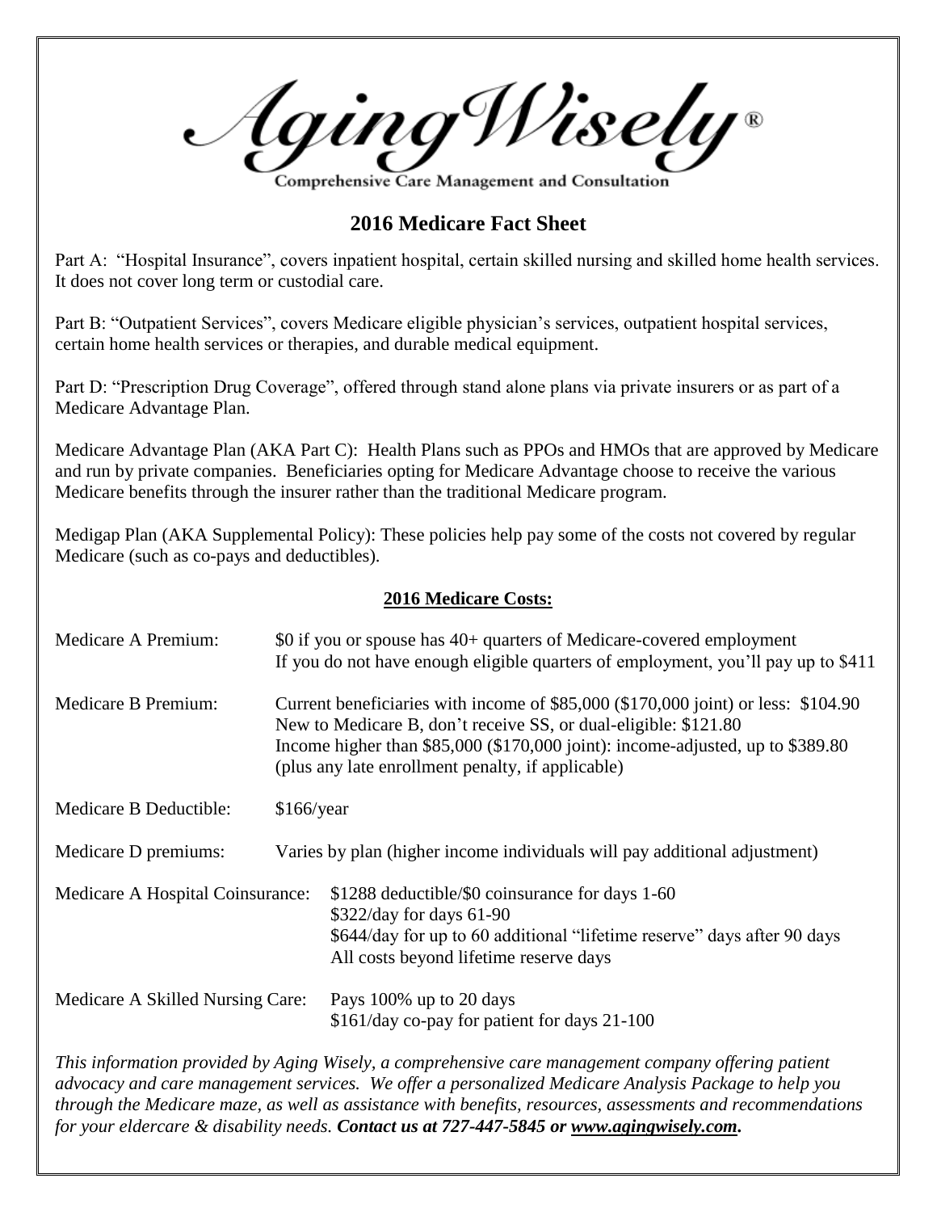# AgingWisely®

Comprehensive Care Management and Consultation

## 2016 Medicare Fact Sheet

Part A: "Hospital Insurance", covers inpatient hospital, certain skilled nursing and skilled home health services. It does not cover long term or custodial care.

Part B: "Outpatient Services", covers Medicare eligible physician's services, outpatient hospital services, certain home health services or therapies, and durable medical equipment.

Part D: "Prescription Drug Coverage", offered through stand alone plans via private insurers or as part of a Medicare Advantage Plan.

Medicare Advantage Plan (AKA Part C): Health Plans such as PPOs and HMOs that are approved by Medicare and run by private companies. Beneficiaries opting for Medicare Advantage choose to receive the various Medicare benefits through the insurer rather than the traditional Medicare program.

Medigap Plan (AKA Supplemental Policy): These policies help pay some of the costs not covered by regular Medicare (such as co-pays and deductibles).

### 2016 Medicare Costs:

| | |
|---|---|
| Medicare A Premium: | $0 if you or spouse has 40+ quarters of Medicare-covered employment<br>If you do not have enough eligible quarters of employment, you'll pay up to $411 |
| Medicare B Premium: | Current beneficiaries with income of $85,000 ($170,000 joint) or less: $104.90<br>New to Medicare B, don't receive SS, or dual-eligible: $121.80<br>Income higher than $85,000 ($170,000 joint): income-adjusted, up to $389.80<br>(plus any late enrollment penalty, if applicable) |
| Medicare B Deductible: | $166/year |
| Medicare D premiums: | Varies by plan (higher income individuals will pay additional adjustment) |
| Medicare A Hospital Coinsurance: | $1288 deductible/$0 coinsurance for days 1-60<br>$322/day for days 61-90<br>$644/day for up to 60 additional "lifetime reserve" days after 90 days<br>All costs beyond lifetime reserve days |
| Medicare A Skilled Nursing Care: | Pays 100% up to 20 days<br>$161/day co-pay for patient for days 21-100 |

*This information provided by Aging Wisely, a comprehensive care management company offering patient advocacy and care management services. We offer a personalized Medicare Analysis Package to help you through the Medicare maze, as well as assistance with benefits, resources, assessments and recommendations for your eldercare & disability needs.* ***Contact us at 727-447-5845 or www.agingwisely.com.***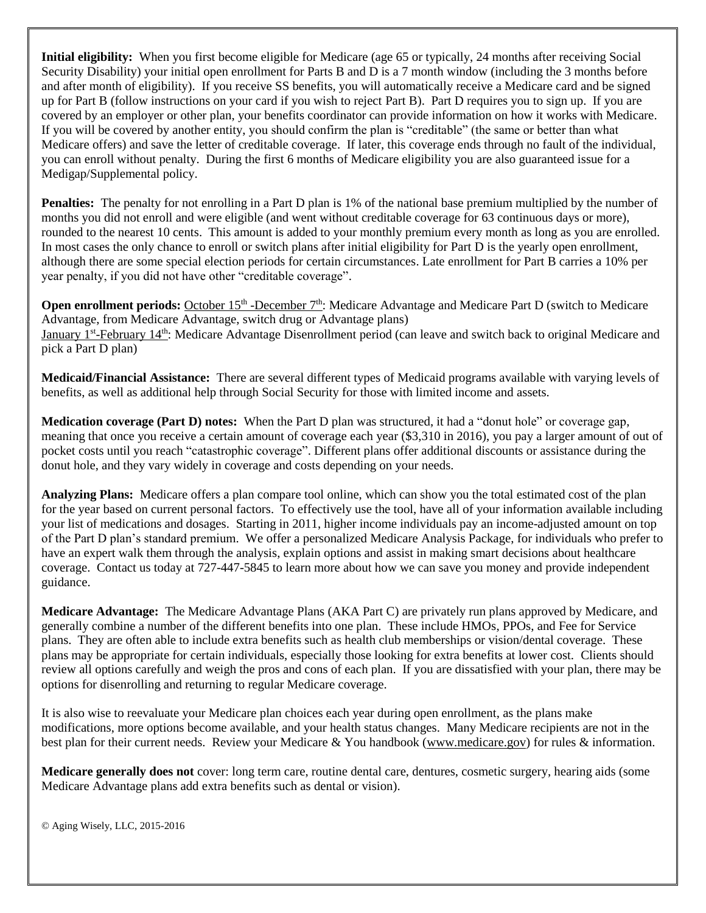**Initial eligibility:** When you first become eligible for Medicare (age 65 or typically, 24 months after receiving Social Security Disability) your initial open enrollment for Parts B and D is a 7 month window (including the 3 months before and after month of eligibility). If you receive SS benefits, you will automatically receive a Medicare card and be signed up for Part B (follow instructions on your card if you wish to reject Part B). Part D requires you to sign up. If you are covered by an employer or other plan, your benefits coordinator can provide information on how it works with Medicare. If you will be covered by another entity, you should confirm the plan is "creditable" (the same or better than what Medicare offers) and save the letter of creditable coverage. If later, this coverage ends through no fault of the individual, you can enroll without penalty. During the first 6 months of Medicare eligibility you are also guaranteed issue for a Medigap/Supplemental policy.

**Penalties:** The penalty for not enrolling in a Part D plan is 1% of the national base premium multiplied by the number of months you did not enroll and were eligible (and went without creditable coverage for 63 continuous days or more), rounded to the nearest 10 cents. This amount is added to your monthly premium every month as long as you are enrolled. In most cases the only chance to enroll or switch plans after initial eligibility for Part D is the yearly open enrollment, although there are some special election periods for certain circumstances. Late enrollment for Part B carries a 10% per year penalty, if you did not have other "creditable coverage".

**Open enrollment periods:** October 15th -December 7th: Medicare Advantage and Medicare Part D (switch to Medicare Advantage, from Medicare Advantage, switch drug or Advantage plans)
January 1st-February 14th: Medicare Advantage Disenrollment period (can leave and switch back to original Medicare and pick a Part D plan)

**Medicaid/Financial Assistance:** There are several different types of Medicaid programs available with varying levels of benefits, as well as additional help through Social Security for those with limited income and assets.

**Medication coverage (Part D) notes:** When the Part D plan was structured, it had a "donut hole" or coverage gap, meaning that once you receive a certain amount of coverage each year ($3,310 in 2016), you pay a larger amount of out of pocket costs until you reach "catastrophic coverage". Different plans offer additional discounts or assistance during the donut hole, and they vary widely in coverage and costs depending on your needs.

**Analyzing Plans:** Medicare offers a plan compare tool online, which can show you the total estimated cost of the plan for the year based on current personal factors. To effectively use the tool, have all of your information available including your list of medications and dosages. Starting in 2011, higher income individuals pay an income-adjusted amount on top of the Part D plan's standard premium. We offer a personalized Medicare Analysis Package, for individuals who prefer to have an expert walk them through the analysis, explain options and assist in making smart decisions about healthcare coverage. Contact us today at 727-447-5845 to learn more about how we can save you money and provide independent guidance.

**Medicare Advantage:** The Medicare Advantage Plans (AKA Part C) are privately run plans approved by Medicare, and generally combine a number of the different benefits into one plan. These include HMOs, PPOs, and Fee for Service plans. They are often able to include extra benefits such as health club memberships or vision/dental coverage. These plans may be appropriate for certain individuals, especially those looking for extra benefits at lower cost. Clients should review all options carefully and weigh the pros and cons of each plan. If you are dissatisfied with your plan, there may be options for disenrolling and returning to regular Medicare coverage.

It is also wise to reevaluate your Medicare plan choices each year during open enrollment, as the plans make modifications, more options become available, and your health status changes. Many Medicare recipients are not in the best plan for their current needs. Review your Medicare & You handbook (www.medicare.gov) for rules & information.

**Medicare generally does not** cover: long term care, routine dental care, dentures, cosmetic surgery, hearing aids (some Medicare Advantage plans add extra benefits such as dental or vision).

© Aging Wisely, LLC, 2015-2016